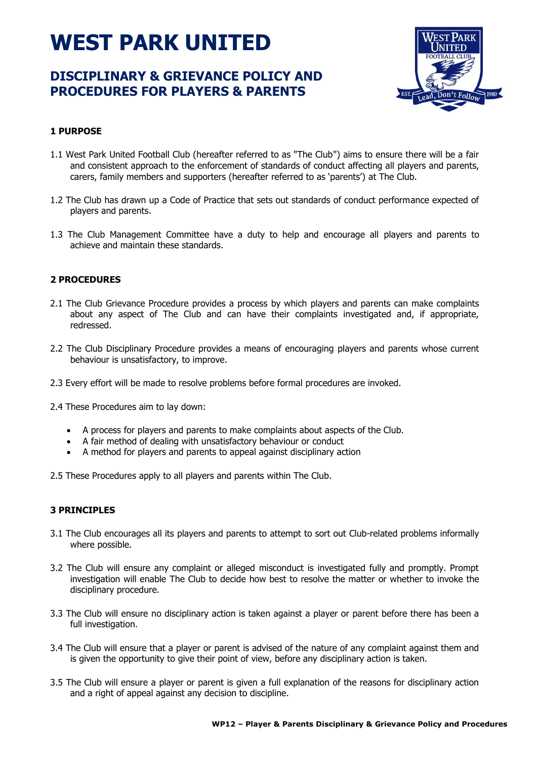# WEST PARK UNITED

## DISCIPLINARY & GRIEVANCE POLICY AND PROCEDURES FOR PLAYERS & PARENTS

### 1 PURPOSE

1.1 West Park United Football Club (hereafter referred to as "The Club") aims to ensure there will be a fair and consistent approach to the enforcement of standards of conduct affecting all players and parents, carers, family members and supporters (hereafter referred to as 'parents') at The Club.

1.2 The Club has drawn up a Code of Practice that sets out standards of conduct performance expected of players and parents.

1.3 The Club Management Committee have a duty to help and encourage all players and parents to achieve and maintain these standards.

### 2 PROCEDURES

2.1 The Club Grievance Procedure provides a process by which players and parents can make complaints about any aspect of The Club and can have their complaints investigated and, if appropriate, redressed.

2.2 The Club Disciplinary Procedure provides a means of encouraging players and parents whose current behaviour is unsatisfactory, to improve.

2.3 Every effort will be made to resolve problems before formal procedures are invoked.

2.4 These Procedures aim to lay down:

- A process for players and parents to make complaints about aspects of the Club.
- A fair method of dealing with unsatisfactory behaviour or conduct
- A method for players and parents to appeal against disciplinary action

2.5 These Procedures apply to all players and parents within The Club.

### 3 PRINCIPLES

3.1 The Club encourages all its players and parents to attempt to sort out Club-related problems informally where possible.

3.2 The Club will ensure any complaint or alleged misconduct is investigated fully and promptly. Prompt investigation will enable The Club to decide how best to resolve the matter or whether to invoke the disciplinary procedure.

3.3 The Club will ensure no disciplinary action is taken against a player or parent before there has been a full investigation.

3.4 The Club will ensure that a player or parent is advised of the nature of any complaint against them and is given the opportunity to give their point of view, before any disciplinary action is taken.

3.5 The Club will ensure a player or parent is given a full explanation of the reasons for disciplinary action and a right of appeal against any decision to discipline.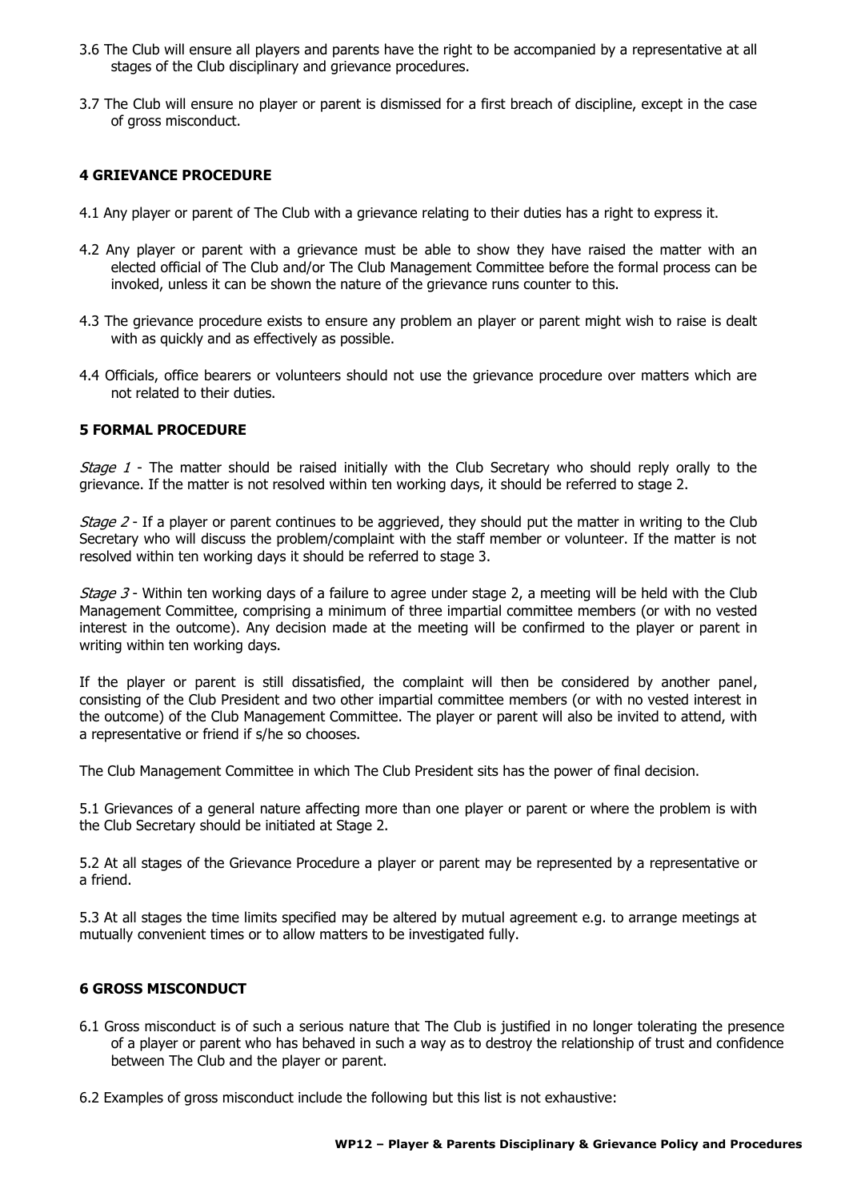3.6 The Club will ensure all players and parents have the right to be accompanied by a representative at all stages of the Club disciplinary and grievance procedures.

3.7 The Club will ensure no player or parent is dismissed for a first breach of discipline, except in the case of gross misconduct.

### 4 GRIEVANCE PROCEDURE

4.1 Any player or parent of The Club with a grievance relating to their duties has a right to express it.

4.2 Any player or parent with a grievance must be able to show they have raised the matter with an elected official of The Club and/or The Club Management Committee before the formal process can be invoked, unless it can be shown the nature of the grievance runs counter to this.

4.3 The grievance procedure exists to ensure any problem an player or parent might wish to raise is dealt with as quickly and as effectively as possible.

4.4 Officials, office bearers or volunteers should not use the grievance procedure over matters which are not related to their duties.

### 5 FORMAL PROCEDURE

*Stage 1* - The matter should be raised initially with the Club Secretary who should reply orally to the grievance. If the matter is not resolved within ten working days, it should be referred to stage 2.

*Stage 2* - If a player or parent continues to be aggrieved, they should put the matter in writing to the Club Secretary who will discuss the problem/complaint with the staff member or volunteer. If the matter is not resolved within ten working days it should be referred to stage 3.

*Stage 3* - Within ten working days of a failure to agree under stage 2, a meeting will be held with the Club Management Committee, comprising a minimum of three impartial committee members (or with no vested interest in the outcome). Any decision made at the meeting will be confirmed to the player or parent in writing within ten working days.

If the player or parent is still dissatisfied, the complaint will then be considered by another panel, consisting of the Club President and two other impartial committee members (or with no vested interest in the outcome) of the Club Management Committee. The player or parent will also be invited to attend, with a representative or friend if s/he so chooses.

The Club Management Committee in which The Club President sits has the power of final decision.

5.1 Grievances of a general nature affecting more than one player or parent or where the problem is with the Club Secretary should be initiated at Stage 2.

5.2 At all stages of the Grievance Procedure a player or parent may be represented by a representative or a friend.

5.3 At all stages the time limits specified may be altered by mutual agreement e.g. to arrange meetings at mutually convenient times or to allow matters to be investigated fully.

### 6 GROSS MISCONDUCT

6.1 Gross misconduct is of such a serious nature that The Club is justified in no longer tolerating the presence of a player or parent who has behaved in such a way as to destroy the relationship of trust and confidence between The Club and the player or parent.

6.2 Examples of gross misconduct include the following but this list is not exhaustive: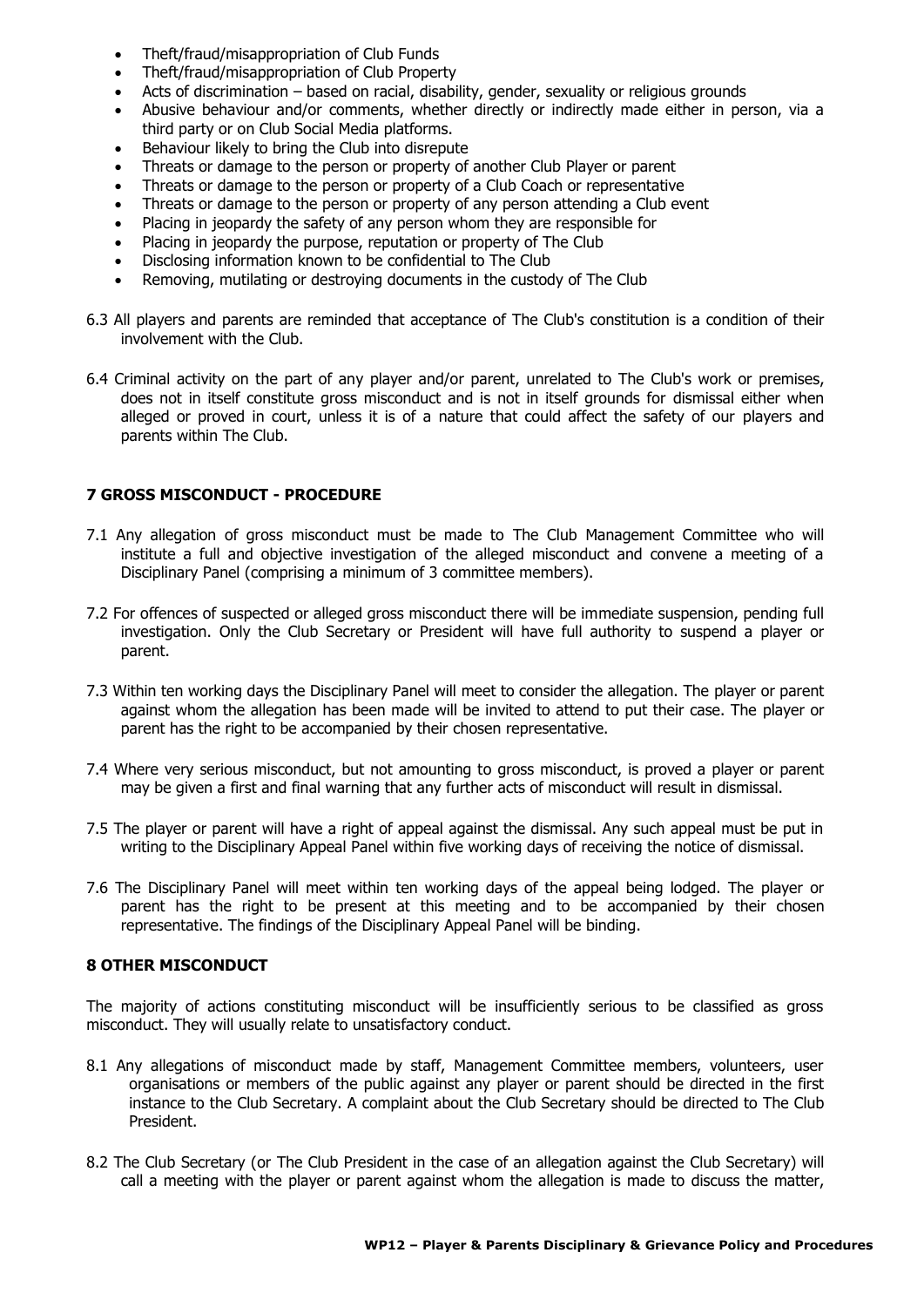- Theft/fraud/misappropriation of Club Funds
- Theft/fraud/misappropriation of Club Property
- Acts of discrimination – based on racial, disability, gender, sexuality or religious grounds
- Abusive behaviour and/or comments, whether directly or indirectly made either in person, via a third party or on Club Social Media platforms.
- Behaviour likely to bring the Club into disrepute
- Threats or damage to the person or property of another Club Player or parent
- Threats or damage to the person or property of a Club Coach or representative
- Threats or damage to the person or property of any person attending a Club event
- Placing in jeopardy the safety of any person whom they are responsible for
- Placing in jeopardy the purpose, reputation or property of The Club
- Disclosing information known to be confidential to The Club
- Removing, mutilating or destroying documents in the custody of The Club

6.3 All players and parents are reminded that acceptance of The Club's constitution is a condition of their involvement with the Club.

6.4 Criminal activity on the part of any player and/or parent, unrelated to The Club's work or premises, does not in itself constitute gross misconduct and is not in itself grounds for dismissal either when alleged or proved in court, unless it is of a nature that could affect the safety of our players and parents within The Club.

## 7 GROSS MISCONDUCT - PROCEDURE

7.1 Any allegation of gross misconduct must be made to The Club Management Committee who will institute a full and objective investigation of the alleged misconduct and convene a meeting of a Disciplinary Panel (comprising a minimum of 3 committee members).

7.2 For offences of suspected or alleged gross misconduct there will be immediate suspension, pending full investigation. Only the Club Secretary or President will have full authority to suspend a player or parent.

7.3 Within ten working days the Disciplinary Panel will meet to consider the allegation. The player or parent against whom the allegation has been made will be invited to attend to put their case. The player or parent has the right to be accompanied by their chosen representative.

7.4 Where very serious misconduct, but not amounting to gross misconduct, is proved a player or parent may be given a first and final warning that any further acts of misconduct will result in dismissal.

7.5 The player or parent will have a right of appeal against the dismissal. Any such appeal must be put in writing to the Disciplinary Appeal Panel within five working days of receiving the notice of dismissal.

7.6 The Disciplinary Panel will meet within ten working days of the appeal being lodged. The player or parent has the right to be present at this meeting and to be accompanied by their chosen representative. The findings of the Disciplinary Appeal Panel will be binding.

## 8 OTHER MISCONDUCT

The majority of actions constituting misconduct will be insufficiently serious to be classified as gross misconduct. They will usually relate to unsatisfactory conduct.

8.1 Any allegations of misconduct made by staff, Management Committee members, volunteers, user organisations or members of the public against any player or parent should be directed in the first instance to the Club Secretary. A complaint about the Club Secretary should be directed to The Club President.

8.2 The Club Secretary (or The Club President in the case of an allegation against the Club Secretary) will call a meeting with the player or parent against whom the allegation is made to discuss the matter,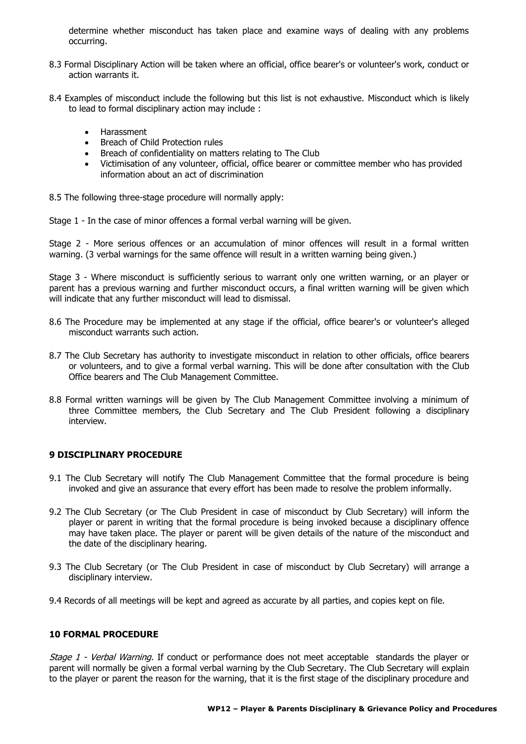determine whether misconduct has taken place and examine ways of dealing with any problems occurring.

8.3 Formal Disciplinary Action will be taken where an official, office bearer's or volunteer's work, conduct or action warrants it.

8.4 Examples of misconduct include the following but this list is not exhaustive. Misconduct which is likely to lead to formal disciplinary action may include :

- Harassment
- Breach of Child Protection rules
- Breach of confidentiality on matters relating to The Club
- Victimisation of any volunteer, official, office bearer or committee member who has provided information about an act of discrimination

8.5 The following three-stage procedure will normally apply:

Stage 1 - In the case of minor offences a formal verbal warning will be given.

Stage 2 - More serious offences or an accumulation of minor offences will result in a formal written warning. (3 verbal warnings for the same offence will result in a written warning being given.)

Stage 3 - Where misconduct is sufficiently serious to warrant only one written warning, or an player or parent has a previous warning and further misconduct occurs, a final written warning will be given which will indicate that any further misconduct will lead to dismissal.

8.6 The Procedure may be implemented at any stage if the official, office bearer's or volunteer's alleged misconduct warrants such action.

8.7 The Club Secretary has authority to investigate misconduct in relation to other officials, office bearers or volunteers, and to give a formal verbal warning. This will be done after consultation with the Club Office bearers and The Club Management Committee.

8.8 Formal written warnings will be given by The Club Management Committee involving a minimum of three Committee members, the Club Secretary and The Club President following a disciplinary interview.

## 9 DISCIPLINARY PROCEDURE

9.1 The Club Secretary will notify The Club Management Committee that the formal procedure is being invoked and give an assurance that every effort has been made to resolve the problem informally.

9.2 The Club Secretary (or The Club President in case of misconduct by Club Secretary) will inform the player or parent in writing that the formal procedure is being invoked because a disciplinary offence may have taken place. The player or parent will be given details of the nature of the misconduct and the date of the disciplinary hearing.

9.3 The Club Secretary (or The Club President in case of misconduct by Club Secretary) will arrange a disciplinary interview.

9.4 Records of all meetings will be kept and agreed as accurate by all parties, and copies kept on file.

## 10 FORMAL PROCEDURE

*Stage 1 - Verbal Warning.* If conduct or performance does not meet acceptable standards the player or parent will normally be given a formal verbal warning by the Club Secretary. The Club Secretary will explain to the player or parent the reason for the warning, that it is the first stage of the disciplinary procedure and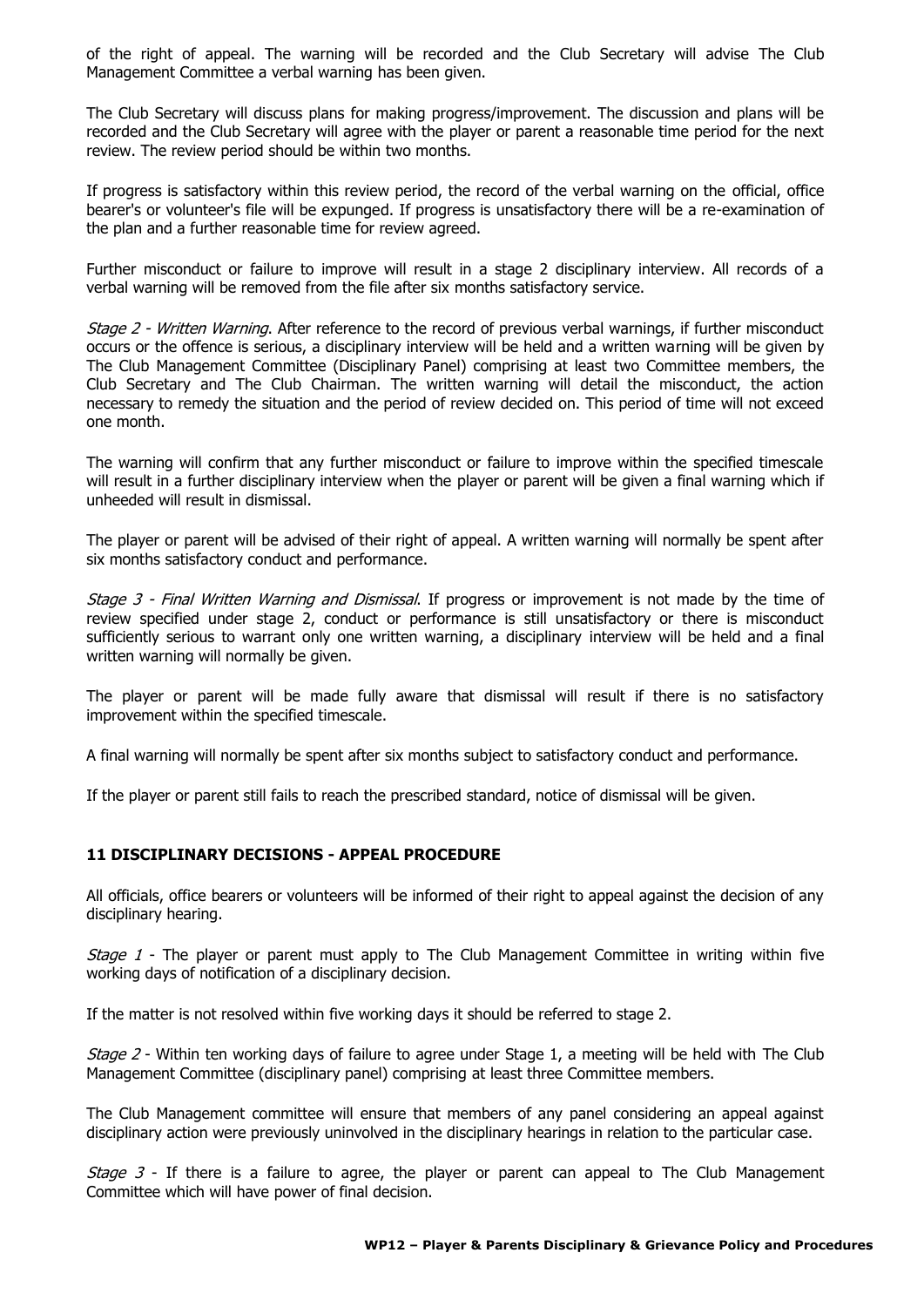of the right of appeal. The warning will be recorded and the Club Secretary will advise The Club Management Committee a verbal warning has been given.

The Club Secretary will discuss plans for making progress/improvement. The discussion and plans will be recorded and the Club Secretary will agree with the player or parent a reasonable time period for the next review. The review period should be within two months.

If progress is satisfactory within this review period, the record of the verbal warning on the official, office bearer's or volunteer's file will be expunged. If progress is unsatisfactory there will be a re-examination of the plan and a further reasonable time for review agreed.

Further misconduct or failure to improve will result in a stage 2 disciplinary interview. All records of a verbal warning will be removed from the file after six months satisfactory service.

*Stage 2 - Written Warning*. After reference to the record of previous verbal warnings, if further misconduct occurs or the offence is serious, a disciplinary interview will be held and a written warning will be given by The Club Management Committee (Disciplinary Panel) comprising at least two Committee members, the Club Secretary and The Club Chairman. The written warning will detail the misconduct, the action necessary to remedy the situation and the period of review decided on. This period of time will not exceed one month.

The warning will confirm that any further misconduct or failure to improve within the specified timescale will result in a further disciplinary interview when the player or parent will be given a final warning which if unheeded will result in dismissal.

The player or parent will be advised of their right of appeal. A written warning will normally be spent after six months satisfactory conduct and performance.

*Stage 3 - Final Written Warning and Dismissal*. If progress or improvement is not made by the time of review specified under stage 2, conduct or performance is still unsatisfactory or there is misconduct sufficiently serious to warrant only one written warning, a disciplinary interview will be held and a final written warning will normally be given.

The player or parent will be made fully aware that dismissal will result if there is no satisfactory improvement within the specified timescale.

A final warning will normally be spent after six months subject to satisfactory conduct and performance.

If the player or parent still fails to reach the prescribed standard, notice of dismissal will be given.

## 11 DISCIPLINARY DECISIONS - APPEAL PROCEDURE

All officials, office bearers or volunteers will be informed of their right to appeal against the decision of any disciplinary hearing.

*Stage 1* - The player or parent must apply to The Club Management Committee in writing within five working days of notification of a disciplinary decision.

If the matter is not resolved within five working days it should be referred to stage 2.

*Stage 2* - Within ten working days of failure to agree under Stage 1, a meeting will be held with The Club Management Committee (disciplinary panel) comprising at least three Committee members.

The Club Management committee will ensure that members of any panel considering an appeal against disciplinary action were previously uninvolved in the disciplinary hearings in relation to the particular case.

*Stage 3* - If there is a failure to agree, the player or parent can appeal to The Club Management Committee which will have power of final decision.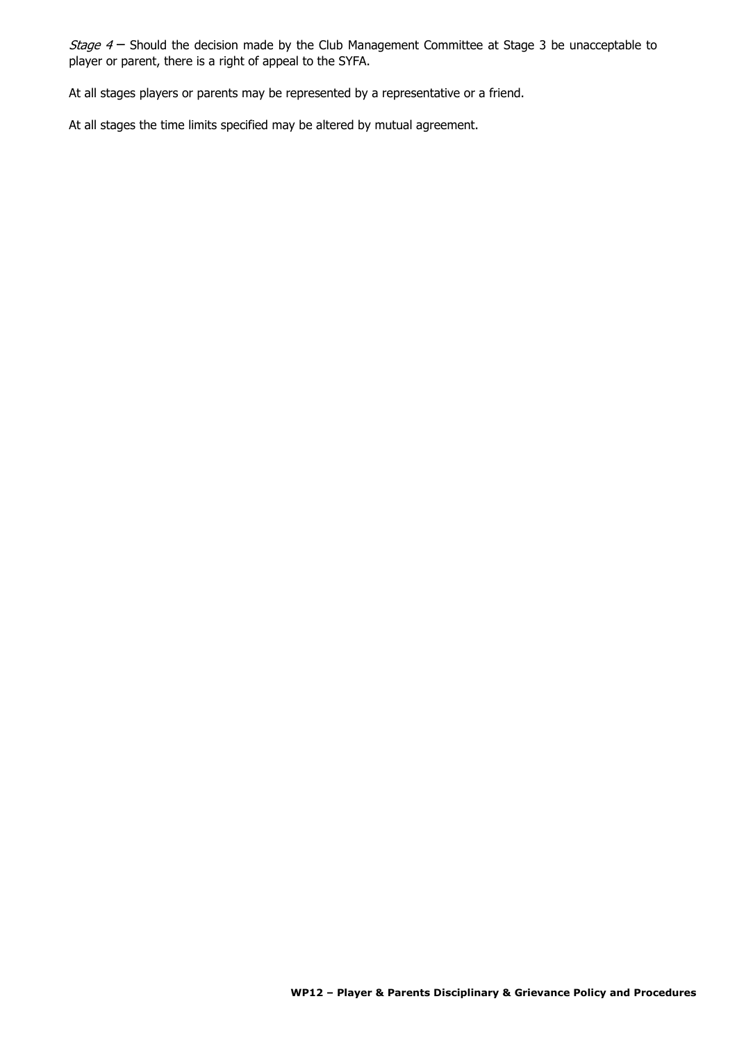*Stage 4* – Should the decision made by the Club Management Committee at Stage 3 be unacceptable to player or parent, there is a right of appeal to the SYFA.

At all stages players or parents may be represented by a representative or a friend.

At all stages the time limits specified may be altered by mutual agreement.